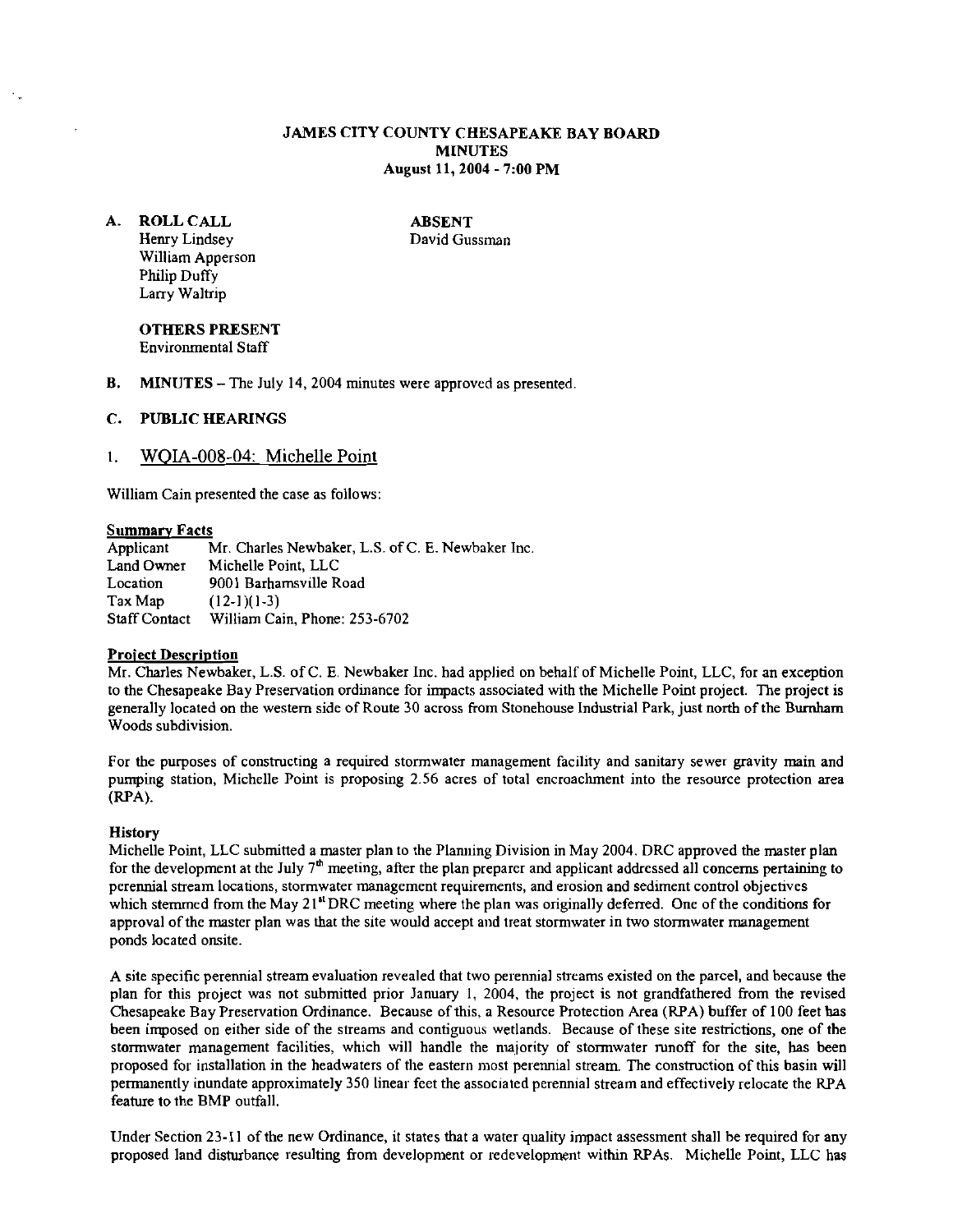# JAMES CITY COUNTY CHESAPEAKE BAY BOARD
## MINUTES
### August 11, 2004 - 7:00 PM

**A. ROLL CALL**

Henry Lindsey
William Apperson
Philip Duffy
Larry Waltrip

**ABSENT**

David Gussman

**OTHERS PRESENT**

Environmental Staff

**B. MINUTES** – The July 14, 2004 minutes were approved as presented.

**C. PUBLIC HEARINGS**

1. WQIA-008-04: Michelle Point

William Cain presented the case as follows:

**Summary Facts**

| | |
|---|---|
| Applicant | Mr. Charles Newbaker, L.S. of C. E. Newbaker Inc. |
| Land Owner | Michelle Point, LLC |
| Location | 9001 Barhamsville Road |
| Tax Map | (12-1)(1-3) |
| Staff Contact | William Cain, Phone: 253-6702 |

**Project Description**

Mr. Charles Newbaker, L.S. of C. E. Newbaker Inc. had applied on behalf of Michelle Point, LLC, for an exception to the Chesapeake Bay Preservation ordinance for impacts associated with the Michelle Point project. The project is generally located on the western side of Route 30 across from Stonehouse Industrial Park, just north of the Burnham Woods subdivision.

For the purposes of constructing a required stormwater management facility and sanitary sewer gravity main and pumping station, Michelle Point is proposing 2.56 acres of total encroachment into the resource protection area (RPA).

**History**

Michelle Point, LLC submitted a master plan to the Planning Division in May 2004. DRC approved the master plan for the development at the July 7th meeting, after the plan preparer and applicant addressed all concerns pertaining to perennial stream locations, stormwater management requirements, and erosion and sediment control objectives which stemmed from the May 21st DRC meeting where the plan was originally deferred. One of the conditions for approval of the master plan was that the site would accept and treat stormwater in two stormwater management ponds located onsite.

A site specific perennial stream evaluation revealed that two perennial streams existed on the parcel, and because the plan for this project was not submitted prior January 1, 2004, the project is not grandfathered from the revised Chesapeake Bay Preservation Ordinance. Because of this, a Resource Protection Area (RPA) buffer of 100 feet has been imposed on either side of the streams and contiguous wetlands. Because of these site restrictions, one of the stormwater management facilities, which will handle the majority of stormwater runoff for the site, has been proposed for installation in the headwaters of the eastern most perennial stream. The construction of this basin will permanently inundate approximately 350 linear feet the associated perennial stream and effectively relocate the RPA feature to the BMP outfall.

Under Section 23-11 of the new Ordinance, it states that a water quality impact assessment shall be required for any proposed land disturbance resulting from development or redevelopment within RPAs. Michelle Point, LLC has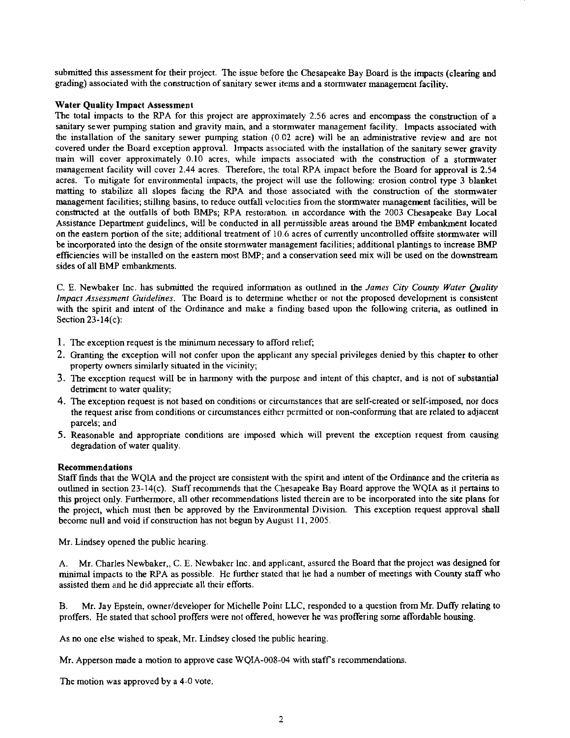submitted this assessment for their project. The issue before the Chesapeake Bay Board is the impacts (clearing and grading) associated with the construction of sanitary sewer items and a stormwater management facility.

**Water Quality Impact Assessment**

The total impacts to the RPA for this project are approximately 2.56 acres and encompass the construction of a sanitary sewer pumping station and gravity main, and a stormwater management facility. Impacts associated with the installation of the sanitary sewer pumping station (0.02 acre) will be an administrative review and are not covered under the Board exception approval. Impacts associated with the installation of the sanitary sewer gravity main will cover approximately 0.10 acres, while impacts associated with the construction of a stormwater management facility will cover 2.44 acres. Therefore, the total RPA impact before the Board for approval is 2.54 acres. To mitigate for environmental impacts, the project will use the following: erosion control type 3 blanket matting to stabilize all slopes facing the RPA and those associated with the construction of the stormwater management facilities; stilling basins, to reduce outfall velocities from the stormwater management facilities, will be constructed at the outfalls of both BMPs; RPA restoration, in accordance with the 2003 Chesapeake Bay Local Assistance Department guidelines, will be conducted in all permissible areas around the BMP embankment located on the eastern portion of the site; additional treatment of 10.6 acres of currently uncontrolled offsite stormwater will be incorporated into the design of the onsite stormwater management facilities; additional plantings to increase BMP efficiencies will be installed on the eastern most BMP; and a conservation seed mix will be used on the downstream sides of all BMP embankments.

C. E. Newbaker Inc. has submitted the required information as outlined in the *James City County Water Quality Impact Assessment Guidelines*. The Board is to determine whether or not the proposed development is consistent with the spirit and intent of the Ordinance and make a finding based upon the following criteria, as outlined in Section 23-14(c):

1. The exception request is the minimum necessary to afford relief;
2. Granting the exception will not confer upon the applicant any special privileges denied by this chapter to other property owners similarly situated in the vicinity;
3. The exception request will be in harmony with the purpose and intent of this chapter, and is not of substantial detriment to water quality;
4. The exception request is not based on conditions or circumstances that are self-created or self-imposed, nor does the request arise from conditions or circumstances either permitted or non-conforming that are related to adjacent parcels; and
5. Reasonable and appropriate conditions are imposed which will prevent the exception request from causing degradation of water quality.

**Recommendations**

Staff finds that the WQIA and the project are consistent with the spirit and intent of the Ordinance and the criteria as outlined in section 23-14(c). Staff recommends that the Chesapeake Bay Board approve the WQIA as it pertains to this project only. Furthermore, all other recommendations listed therein are to be incorporated into the site plans for the project, which must then be approved by the Environmental Division. This exception request approval shall become null and void if construction has not begun by August 11, 2005.

Mr. Lindsey opened the public hearing.

A. Mr. Charles Newbaker,, C. E. Newbaker Inc. and applicant, assured the Board that the project was designed for minimal impacts to the RPA as possible. He further stated that he had a number of meetings with County staff who assisted them and he did appreciate all their efforts.

B. Mr. Jay Epstein, owner/developer for Michelle Point LLC, responded to a question from Mr. Duffy relating to proffers. He stated that school proffers were not offered, however he was proffering some affordable housing.

As no one else wished to speak, Mr. Lindsey closed the public hearing.

Mr. Apperson made a motion to approve case WQIA-008-04 with staff's recommendations.

The motion was approved by a 4-0 vote.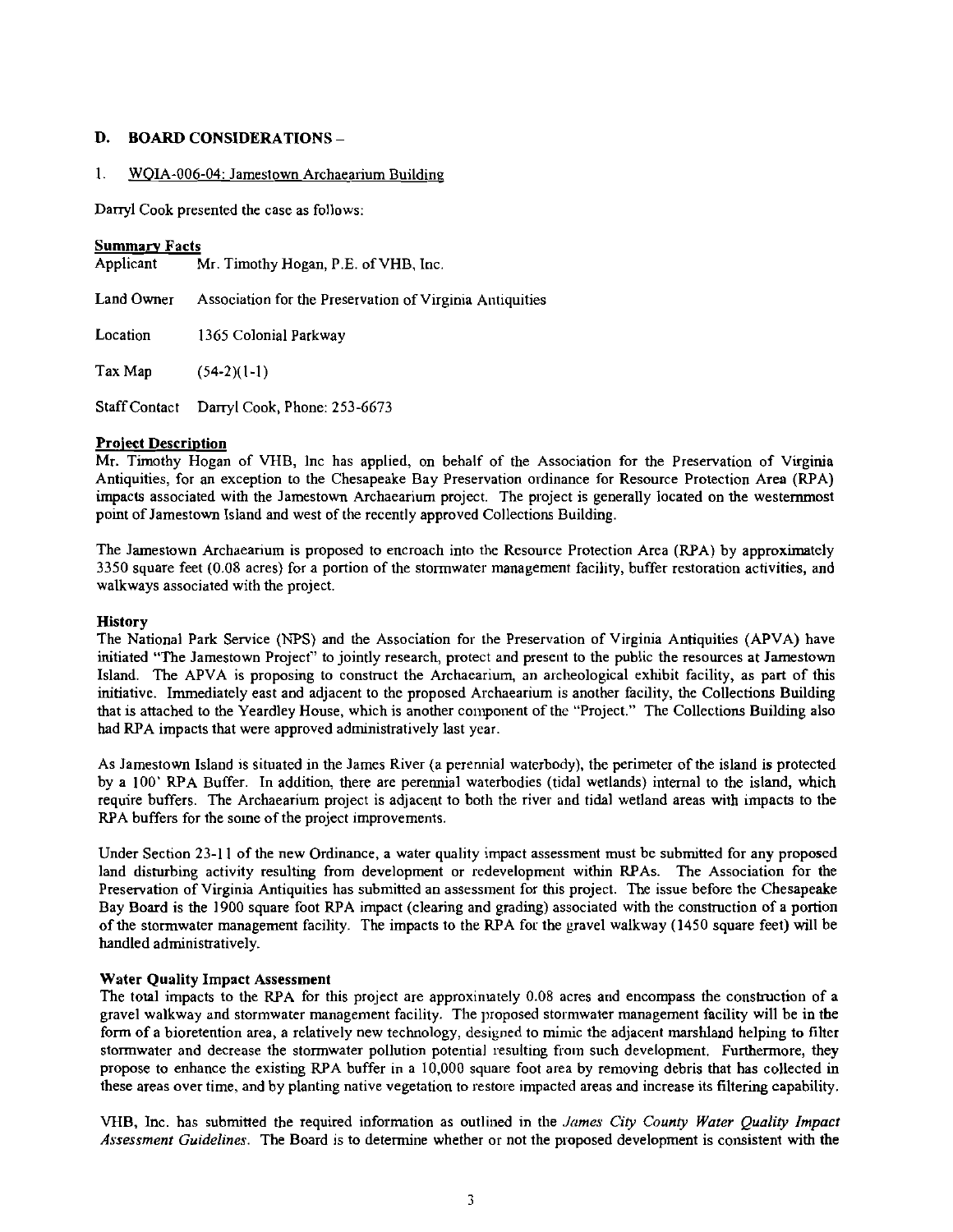## D. BOARD CONSIDERATIONS –

### 1. WQIA-006-04: Jamestown Archaearium Building

Darryl Cook presented the case as follows:

**Summary Facts**

| | |
|---|---|
| Applicant | Mr. Timothy Hogan, P.E. of VHB, Inc. |
| Land Owner | Association for the Preservation of Virginia Antiquities |
| Location | 1365 Colonial Parkway |
| Tax Map | (54-2)(1-1) |
| Staff Contact | Darryl Cook, Phone: 253-6673 |

**Project Description**

Mr. Timothy Hogan of VHB, Inc has applied, on behalf of the Association for the Preservation of Virginia Antiquities, for an exception to the Chesapeake Bay Preservation ordinance for Resource Protection Area (RPA) impacts associated with the Jamestown Archaearium project. The project is generally located on the westernmost point of Jamestown Island and west of the recently approved Collections Building.

The Jamestown Archaearium is proposed to encroach into the Resource Protection Area (RPA) by approximately 3350 square feet (0.08 acres) for a portion of the stormwater management facility, buffer restoration activities, and walkways associated with the project.

**History**

The National Park Service (NPS) and the Association for the Preservation of Virginia Antiquities (APVA) have initiated "The Jamestown Project" to jointly research, protect and present to the public the resources at Jamestown Island. The APVA is proposing to construct the Archaearium, an archeological exhibit facility, as part of this initiative. Immediately east and adjacent to the proposed Archaearium is another facility, the Collections Building that is attached to the Yeardley House, which is another component of the "Project." The Collections Building also had RPA impacts that were approved administratively last year.

As Jamestown Island is situated in the James River (a perennial waterbody), the perimeter of the island is protected by a 100' RPA Buffer. In addition, there are perennial waterbodies (tidal wetlands) internal to the island, which require buffers. The Archaearium project is adjacent to both the river and tidal wetland areas with impacts to the RPA buffers for the some of the project improvements.

Under Section 23-11 of the new Ordinance, a water quality impact assessment must be submitted for any proposed land disturbing activity resulting from development or redevelopment within RPAs. The Association for the Preservation of Virginia Antiquities has submitted an assessment for this project. The issue before the Chesapeake Bay Board is the 1900 square foot RPA impact (clearing and grading) associated with the construction of a portion of the stormwater management facility. The impacts to the RPA for the gravel walkway (1450 square feet) will be handled administratively.

**Water Quality Impact Assessment**

The total impacts to the RPA for this project are approximately 0.08 acres and encompass the construction of a gravel walkway and stormwater management facility. The proposed stormwater management facility will be in the form of a bioretention area, a relatively new technology, designed to mimic the adjacent marshland helping to filter stormwater and decrease the stormwater pollution potential resulting from such development. Furthermore, they propose to enhance the existing RPA buffer in a 10,000 square foot area by removing debris that has collected in these areas over time, and by planting native vegetation to restore impacted areas and increase its filtering capability.

VHB, Inc. has submitted the required information as outlined in the *James City County Water Quality Impact Assessment Guidelines*. The Board is to determine whether or not the proposed development is consistent with the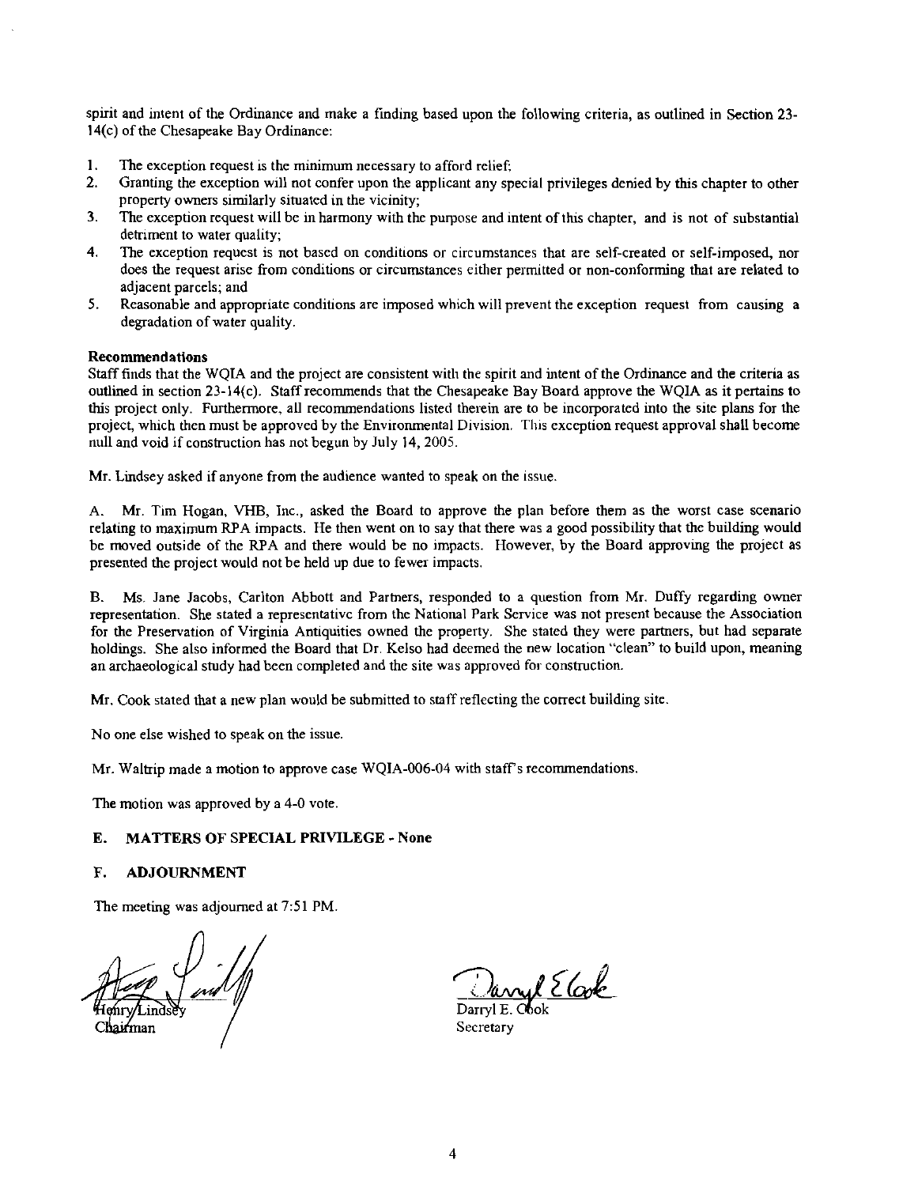spirit and intent of the Ordinance and make a finding based upon the following criteria, as outlined in Section 23-14(c) of the Chesapeake Bay Ordinance:

1. The exception request is the minimum necessary to afford relief;
2. Granting the exception will not confer upon the applicant any special privileges denied by this chapter to other property owners similarly situated in the vicinity;
3. The exception request will be in harmony with the purpose and intent of this chapter, and is not of substantial detriment to water quality;
4. The exception request is not based on conditions or circumstances that are self-created or self-imposed, nor does the request arise from conditions or circumstances either permitted or non-conforming that are related to adjacent parcels; and
5. Reasonable and appropriate conditions are imposed which will prevent the exception request from causing a degradation of water quality.

**Recommendations**

Staff finds that the WQIA and the project are consistent with the spirit and intent of the Ordinance and the criteria as outlined in section 23-14(c). Staff recommends that the Chesapeake Bay Board approve the WQIA as it pertains to this project only. Furthermore, all recommendations listed therein are to be incorporated into the site plans for the project, which then must be approved by the Environmental Division. This exception request approval shall become null and void if construction has not begun by July 14, 2005.

Mr. Lindsey asked if anyone from the audience wanted to speak on the issue.

A. Mr. Tim Hogan, VHB, Inc., asked the Board to approve the plan before them as the worst case scenario relating to maximum RPA impacts. He then went on to say that there was a good possibility that the building would be moved outside of the RPA and there would be no impacts. However, by the Board approving the project as presented the project would not be held up due to fewer impacts.

B. Ms. Jane Jacobs, Carlton Abbott and Partners, responded to a question from Mr. Duffy regarding owner representation. She stated a representative from the National Park Service was not present because the Association for the Preservation of Virginia Antiquities owned the property. She stated they were partners, but had separate holdings. She also informed the Board that Dr. Kelso had deemed the new location "clean" to build upon, meaning an archaeological study had been completed and the site was approved for construction.

Mr. Cook stated that a new plan would be submitted to staff reflecting the correct building site.

No one else wished to speak on the issue.

Mr. Waltrip made a motion to approve case WQIA-006-04 with staff's recommendations.

The motion was approved by a 4-0 vote.

## E. MATTERS OF SPECIAL PRIVILEGE - None

## F. ADJOURNMENT

The meeting was adjourned at 7:51 PM.

Henry Lindsey
Chairman

Darryl E. Cook
Secretary